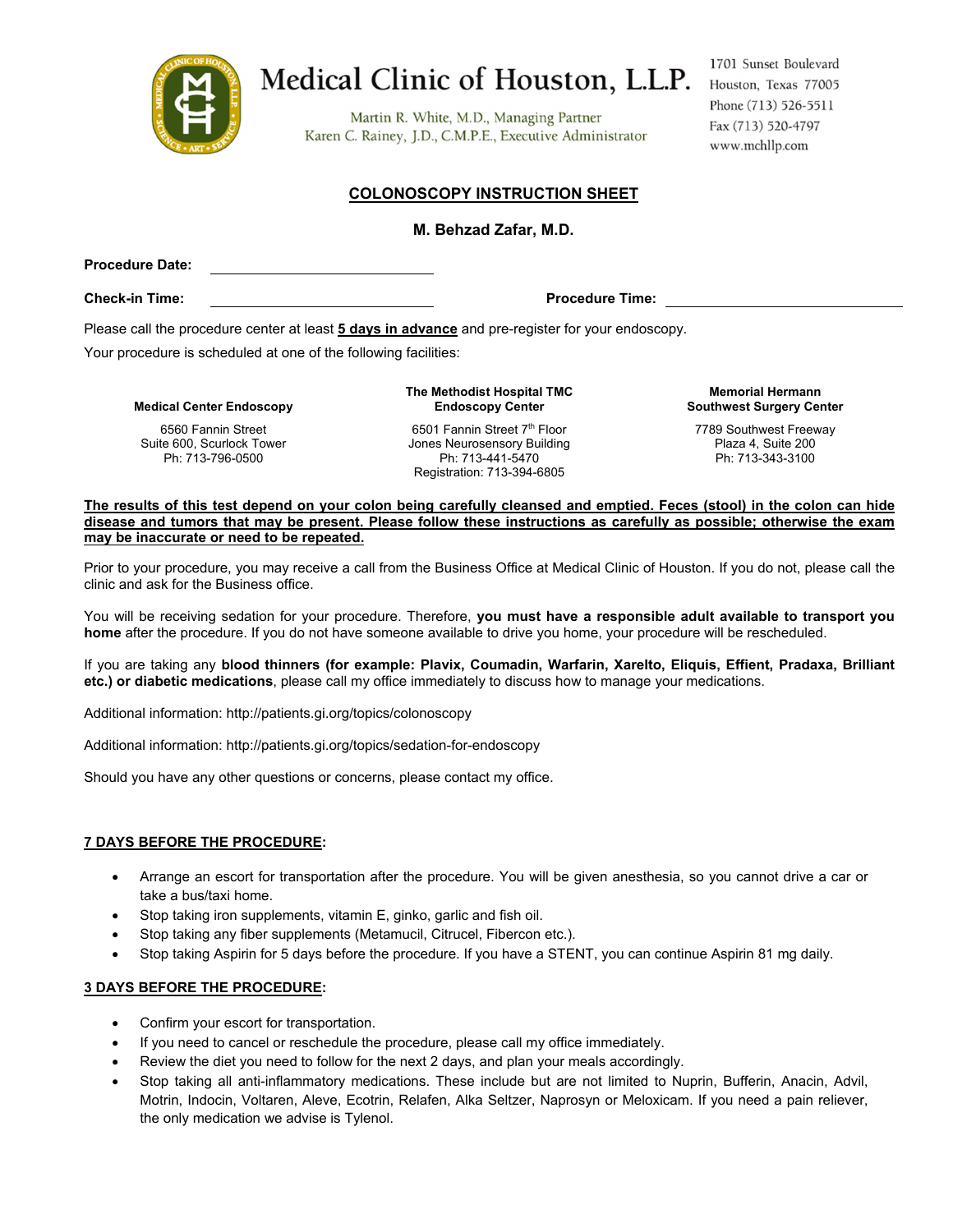# Medical Clinic of Houston, L.L.P.

Martin R. White, M.D., Managing Partner
Karen C. Rainey, J.D., C.M.P.E., Executive Administrator

1701 Sunset Boulevard
Houston, Texas 77005
Phone (713) 526-5511
Fax (713) 520-4797
www.mchllp.com

## COLONOSCOPY INSTRUCTION SHEET

**M. Behzad Zafar, M.D.**

**Procedure Date:** ____________________

**Check-in Time:** ____________________ **Procedure Time:** ____________________

Please call the procedure center at least **5 days in advance** and pre-register for your endoscopy.

Your procedure is scheduled at one of the following facilities:

| Medical Center Endoscopy | The Methodist Hospital TMC Endoscopy Center | Memorial Hermann Southwest Surgery Center |
|---|---|---|
| 6560 Fannin Street<br>Suite 600, Scurlock Tower<br>Ph: 713-796-0500 | 6501 Fannin Street 7th Floor<br>Jones Neurosensory Building<br>Ph: 713-441-5470<br>Registration: 713-394-6805 | 7789 Southwest Freeway<br>Plaza 4, Suite 200<br>Ph: 713-343-3100 |

**The results of this test depend on your colon being carefully cleansed and emptied. Feces (stool) in the colon can hide disease and tumors that may be present. Please follow these instructions as carefully as possible; otherwise the exam may be inaccurate or need to be repeated.**

Prior to your procedure, you may receive a call from the Business Office at Medical Clinic of Houston. If you do not, please call the clinic and ask for the Business office.

You will be receiving sedation for your procedure. Therefore, **you must have a responsible adult available to transport you home** after the procedure. If you do not have someone available to drive you home, your procedure will be rescheduled.

If you are taking any **blood thinners (for example: Plavix, Coumadin, Warfarin, Xarelto, Eliquis, Effient, Pradaxa, Brilliant etc.) or diabetic medications**, please call my office immediately to discuss how to manage your medications.

Additional information: http://patients.gi.org/topics/colonoscopy

Additional information: http://patients.gi.org/topics/sedation-for-endoscopy

Should you have any other questions or concerns, please contact my office.

### 7 DAYS BEFORE THE PROCEDURE:

- Arrange an escort for transportation after the procedure. You will be given anesthesia, so you cannot drive a car or take a bus/taxi home.
- Stop taking iron supplements, vitamin E, ginko, garlic and fish oil.
- Stop taking any fiber supplements (Metamucil, Citrucel, Fibercon etc.).
- Stop taking Aspirin for 5 days before the procedure. If you have a STENT, you can continue Aspirin 81 mg daily.

### 3 DAYS BEFORE THE PROCEDURE:

- Confirm your escort for transportation.
- If you need to cancel or reschedule the procedure, please call my office immediately.
- Review the diet you need to follow for the next 2 days, and plan your meals accordingly.
- Stop taking all anti-inflammatory medications. These include but are not limited to Nuprin, Bufferin, Anacin, Advil, Motrin, Indocin, Voltaren, Aleve, Ecotrin, Relafen, Alka Seltzer, Naprosyn or Meloxicam. If you need a pain reliever, the only medication we advise is Tylenol.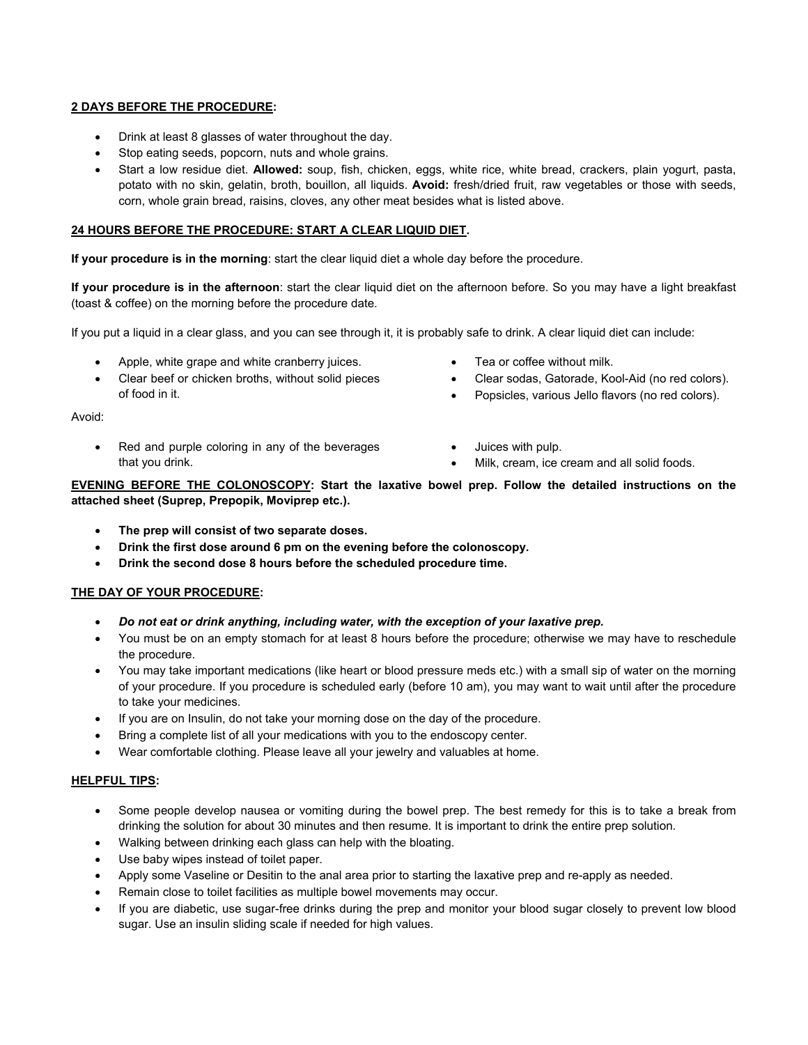**<u>2 DAYS BEFORE THE PROCEDURE</u>:**

- Drink at least 8 glasses of water throughout the day.
- Stop eating seeds, popcorn, nuts and whole grains.
- Start a low residue diet. **Allowed:** soup, fish, chicken, eggs, white rice, white bread, crackers, plain yogurt, pasta, potato with no skin, gelatin, broth, bouillon, all liquids. **Avoid:** fresh/dried fruit, raw vegetables or those with seeds, corn, whole grain bread, raisins, cloves, any other meat besides what is listed above.

**<u>24 HOURS BEFORE THE PROCEDURE: START A CLEAR LIQUID DIET</u>.**

**If your procedure is in the morning**: start the clear liquid diet a whole day before the procedure.

**If your procedure is in the afternoon**: start the clear liquid diet on the afternoon before. So you may have a light breakfast (toast & coffee) on the morning before the procedure date.

If you put a liquid in a clear glass, and you can see through it, it is probably safe to drink. A clear liquid diet can include:

- Apple, white grape and white cranberry juices.
- Clear beef or chicken broths, without solid pieces of food in it.
- Tea or coffee without milk.
- Clear sodas, Gatorade, Kool-Aid (no red colors).
- Popsicles, various Jello flavors (no red colors).

Avoid:

- Red and purple coloring in any of the beverages that you drink.
- Juices with pulp.
- Milk, cream, ice cream and all solid foods.

**<u>EVENING BEFORE THE COLONOSCOPY</u>: Start the laxative bowel prep. Follow the detailed instructions on the attached sheet (Suprep, Prepopik, Moviprep etc.).**

- **The prep will consist of two separate doses.**
- **Drink the first dose around 6 pm on the evening before the colonoscopy.**
- **Drink the second dose 8 hours before the scheduled procedure time.**

**<u>THE DAY OF YOUR PROCEDURE</u>:**

- ***Do not eat or drink anything, including water, with the exception of your laxative prep.***
- You must be on an empty stomach for at least 8 hours before the procedure; otherwise we may have to reschedule the procedure.
- You may take important medications (like heart or blood pressure meds etc.) with a small sip of water on the morning of your procedure. If you procedure is scheduled early (before 10 am), you may want to wait until after the procedure to take your medicines.
- If you are on Insulin, do not take your morning dose on the day of the procedure.
- Bring a complete list of all your medications with you to the endoscopy center.
- Wear comfortable clothing. Please leave all your jewelry and valuables at home.

**<u>HELPFUL TIPS</u>:**

- Some people develop nausea or vomiting during the bowel prep. The best remedy for this is to take a break from drinking the solution for about 30 minutes and then resume. It is important to drink the entire prep solution.
- Walking between drinking each glass can help with the bloating.
- Use baby wipes instead of toilet paper.
- Apply some Vaseline or Desitin to the anal area prior to starting the laxative prep and re-apply as needed.
- Remain close to toilet facilities as multiple bowel movements may occur.
- If you are diabetic, use sugar-free drinks during the prep and monitor your blood sugar closely to prevent low blood sugar. Use an insulin sliding scale if needed for high values.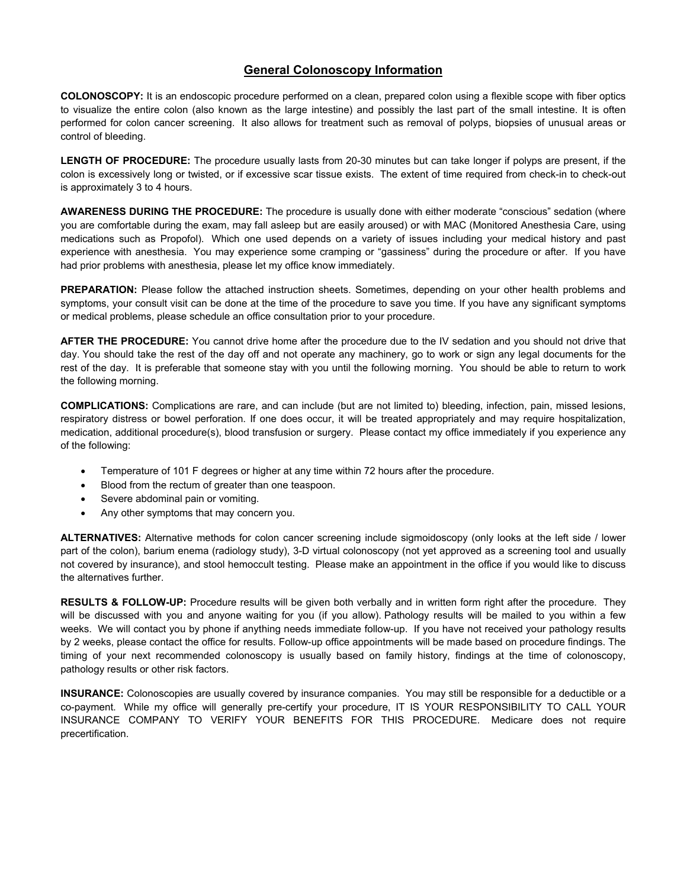# General Colonoscopy Information

**COLONOSCOPY:** It is an endoscopic procedure performed on a clean, prepared colon using a flexible scope with fiber optics to visualize the entire colon (also known as the large intestine) and possibly the last part of the small intestine. It is often performed for colon cancer screening. It also allows for treatment such as removal of polyps, biopsies of unusual areas or control of bleeding.

**LENGTH OF PROCEDURE:** The procedure usually lasts from 20-30 minutes but can take longer if polyps are present, if the colon is excessively long or twisted, or if excessive scar tissue exists. The extent of time required from check-in to check-out is approximately 3 to 4 hours.

**AWARENESS DURING THE PROCEDURE:** The procedure is usually done with either moderate "conscious" sedation (where you are comfortable during the exam, may fall asleep but are easily aroused) or with MAC (Monitored Anesthesia Care, using medications such as Propofol). Which one used depends on a variety of issues including your medical history and past experience with anesthesia. You may experience some cramping or "gassiness" during the procedure or after. If you have had prior problems with anesthesia, please let my office know immediately.

**PREPARATION:** Please follow the attached instruction sheets. Sometimes, depending on your other health problems and symptoms, your consult visit can be done at the time of the procedure to save you time. If you have any significant symptoms or medical problems, please schedule an office consultation prior to your procedure.

**AFTER THE PROCEDURE:** You cannot drive home after the procedure due to the IV sedation and you should not drive that day. You should take the rest of the day off and not operate any machinery, go to work or sign any legal documents for the rest of the day. It is preferable that someone stay with you until the following morning. You should be able to return to work the following morning.

**COMPLICATIONS:** Complications are rare, and can include (but are not limited to) bleeding, infection, pain, missed lesions, respiratory distress or bowel perforation. If one does occur, it will be treated appropriately and may require hospitalization, medication, additional procedure(s), blood transfusion or surgery. Please contact my office immediately if you experience any of the following:

- Temperature of 101 F degrees or higher at any time within 72 hours after the procedure.
- Blood from the rectum of greater than one teaspoon.
- Severe abdominal pain or vomiting.
- Any other symptoms that may concern you.

**ALTERNATIVES:** Alternative methods for colon cancer screening include sigmoidoscopy (only looks at the left side / lower part of the colon), barium enema (radiology study), 3-D virtual colonoscopy (not yet approved as a screening tool and usually not covered by insurance), and stool hemoccult testing. Please make an appointment in the office if you would like to discuss the alternatives further.

**RESULTS & FOLLOW-UP:** Procedure results will be given both verbally and in written form right after the procedure. They will be discussed with you and anyone waiting for you (if you allow). Pathology results will be mailed to you within a few weeks. We will contact you by phone if anything needs immediate follow-up. If you have not received your pathology results by 2 weeks, please contact the office for results. Follow-up office appointments will be made based on procedure findings. The timing of your next recommended colonoscopy is usually based on family history, findings at the time of colonoscopy, pathology results or other risk factors.

**INSURANCE:** Colonoscopies are usually covered by insurance companies. You may still be responsible for a deductible or a co-payment. While my office will generally pre-certify your procedure, IT IS YOUR RESPONSIBILITY TO CALL YOUR INSURANCE COMPANY TO VERIFY YOUR BENEFITS FOR THIS PROCEDURE. Medicare does not require precertification.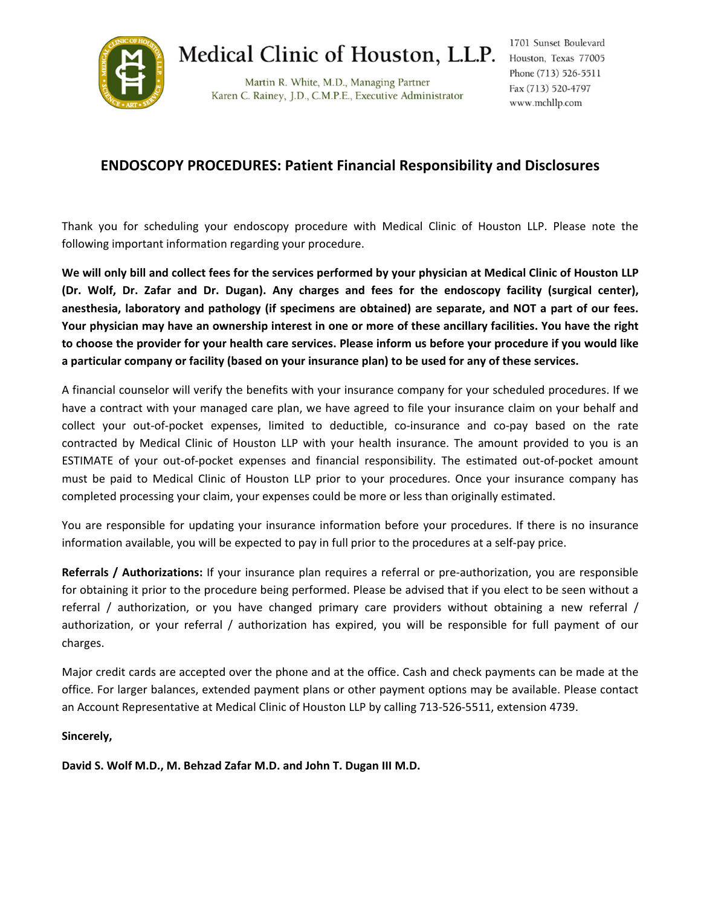Medical Clinic of Houston, L.L.P.

Martin R. White, M.D., Managing Partner
Karen C. Rainey, J.D., C.M.P.E., Executive Administrator

1701 Sunset Boulevard
Houston, Texas 77005
Phone (713) 526-5511
Fax (713) 520-4797
www.mchllp.com

## ENDOSCOPY PROCEDURES: Patient Financial Responsibility and Disclosures

Thank you for scheduling your endoscopy procedure with Medical Clinic of Houston LLP. Please note the following important information regarding your procedure.

**We will only bill and collect fees for the services performed by your physician at Medical Clinic of Houston LLP (Dr. Wolf, Dr. Zafar and Dr. Dugan). Any charges and fees for the endoscopy facility (surgical center), anesthesia, laboratory and pathology (if specimens are obtained) are separate, and NOT a part of our fees. Your physician may have an ownership interest in one or more of these ancillary facilities. You have the right to choose the provider for your health care services. Please inform us before your procedure if you would like a particular company or facility (based on your insurance plan) to be used for any of these services.**

A financial counselor will verify the benefits with your insurance company for your scheduled procedures. If we have a contract with your managed care plan, we have agreed to file your insurance claim on your behalf and collect your out-of-pocket expenses, limited to deductible, co-insurance and co-pay based on the rate contracted by Medical Clinic of Houston LLP with your health insurance. The amount provided to you is an ESTIMATE of your out-of-pocket expenses and financial responsibility. The estimated out-of-pocket amount must be paid to Medical Clinic of Houston LLP prior to your procedures. Once your insurance company has completed processing your claim, your expenses could be more or less than originally estimated.

You are responsible for updating your insurance information before your procedures. If there is no insurance information available, you will be expected to pay in full prior to the procedures at a self-pay price.

**Referrals / Authorizations:** If your insurance plan requires a referral or pre-authorization, you are responsible for obtaining it prior to the procedure being performed. Please be advised that if you elect to be seen without a referral / authorization, or you have changed primary care providers without obtaining a new referral / authorization, or your referral / authorization has expired, you will be responsible for full payment of our charges.

Major credit cards are accepted over the phone and at the office. Cash and check payments can be made at the office. For larger balances, extended payment plans or other payment options may be available. Please contact an Account Representative at Medical Clinic of Houston LLP by calling 713-526-5511, extension 4739.

**Sincerely,**

**David S. Wolf M.D., M. Behzad Zafar M.D. and John T. Dugan III M.D.**